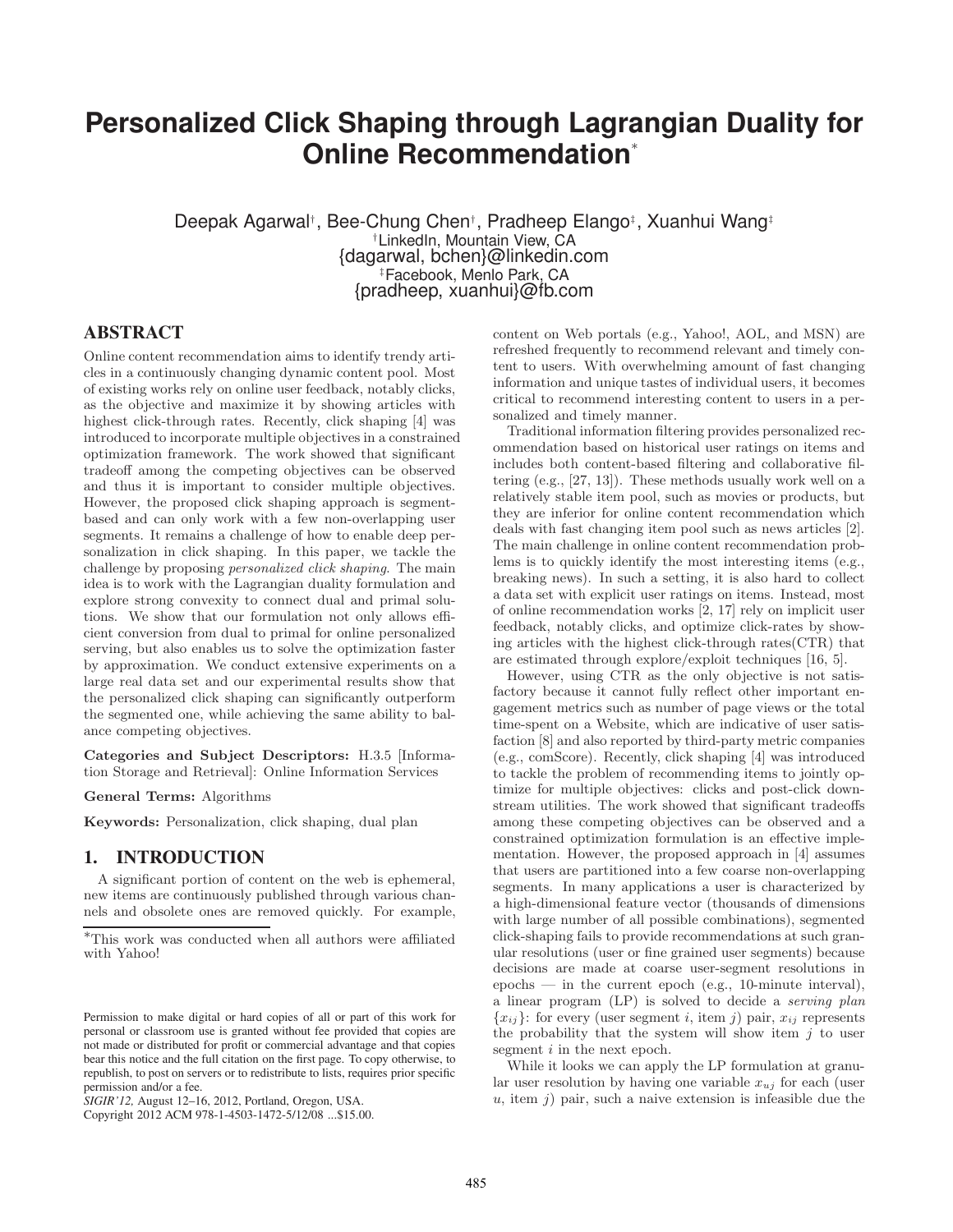# Personalized Click Shaping through Lagrangian Duality for Online Recommendation*

Deepak Agarwal[†], Bee-Chung Chen[†], Pradheep Elango[‡], Xuanhui Wang[‡]
[†]LinkedIn, Mountain View, CA
{dagarwal, bchen}@linkedin.com
[‡]Facebook, Menlo Park, CA
{pradheep, xuanhui}@fb.com

## ABSTRACT

Online content recommendation aims to identify trendy articles in a continuously changing dynamic content pool. Most of existing works rely on online user feedback, notably clicks, as the objective and maximize it by showing articles with highest click-through rates. Recently, click shaping [4] was introduced to incorporate multiple objectives in a constrained optimization framework. The work showed that significant tradeoff among the competing objectives can be observed and thus it is important to consider multiple objectives. However, the proposed click shaping approach is segment-based and can only work with a few non-overlapping user segments. It remains a challenge of how to enable deep personalization in click shaping. In this paper, we tackle the challenge by proposing *personalized click shaping*. The main idea is to work with the Lagrangian duality formulation and explore strong convexity to connect dual and primal solutions. We show that our formulation not only allows efficient conversion from dual to primal for online personalized serving, but also enables us to solve the optimization faster by approximation. We conduct extensive experiments on a large real data set and our experimental results show that the personalized click shaping can significantly outperform the segmented one, while achieving the same ability to balance competing objectives.

**Categories and Subject Descriptors:** H.3.5 [Information Storage and Retrieval]: Online Information Services

**General Terms:** Algorithms

**Keywords:** Personalization, click shaping, dual plan

## 1. INTRODUCTION

A significant portion of content on the web is ephemeral, new items are continuously published through various channels and obsolete ones are removed quickly. For example, content on Web portals (e.g., Yahoo!, AOL, and MSN) are refreshed frequently to recommend relevant and timely content to users. With overwhelming amount of fast changing information and unique tastes of individual users, it becomes critical to recommend interesting content to users in a personalized and timely manner.

Traditional information filtering provides personalized recommendation based on historical user ratings on items and includes both content-based filtering and collaborative filtering (e.g., [27, 13]). These methods usually work well on a relatively stable item pool, such as movies or products, but they are inferior for online content recommendation which deals with fast changing item pool such as news articles [2]. The main challenge in online content recommendation problems is to quickly identify the most interesting items (e.g., breaking news). In such a setting, it is also hard to collect a data set with explicit user ratings on items. Instead, most of online recommendation works [2, 17] rely on implicit user feedback, notably clicks, and optimize click-rates by showing articles with the highest click-through rates(CTR) that are estimated through explore/exploit techniques [16, 5].

However, using CTR as the only objective is not satisfactory because it cannot fully reflect other important engagement metrics such as number of page views or the total time-spent on a Website, which are indicative of user satisfaction [8] and also reported by third-party metric companies (e.g., comScore). Recently, click shaping [4] was introduced to tackle the problem of recommending items to jointly optimize for multiple objectives: clicks and post-click downstream utilities. The work showed that significant tradeoffs among these competing objectives can be observed and a constrained optimization formulation is an effective implementation. However, the proposed approach in [4] assumes that users are partitioned into a few coarse non-overlapping segments. In many applications a user is characterized by a high-dimensional feature vector (thousands of dimensions with large number of all possible combinations), segmented click-shaping fails to provide recommendations at such granular resolutions (user or fine grained user segments) because decisions are made at coarse user-segment resolutions in epochs — in the current epoch (e.g., 10-minute interval), a linear program (LP) is solved to decide a *serving plan* $\{x_{ij}\}$: for every (user segment $i$, item $j$) pair, $x_{ij}$ represents the probability that the system will show item $j$ to user segment $i$ in the next epoch.

While it looks we can apply the LP formulation at granular user resolution by having one variable $x_{uj}$ for each (user $u$, item $j$) pair, such a naive extension is infeasible due the

*This work was conducted when all authors were affiliated with Yahoo!

Permission to make digital or hard copies of all or part of this work for personal or classroom use is granted without fee provided that copies are not made or distributed for profit or commercial advantage and that copies bear this notice and the full citation on the first page. To copy otherwise, to republish, to post on servers or to redistribute to lists, requires prior specific permission and/or a fee.
*SIGIR'12,* August 12–16, 2012, Portland, Oregon, USA.
Copyright 2012 ACM 978-1-4503-1472-5/12/08 ...$15.00.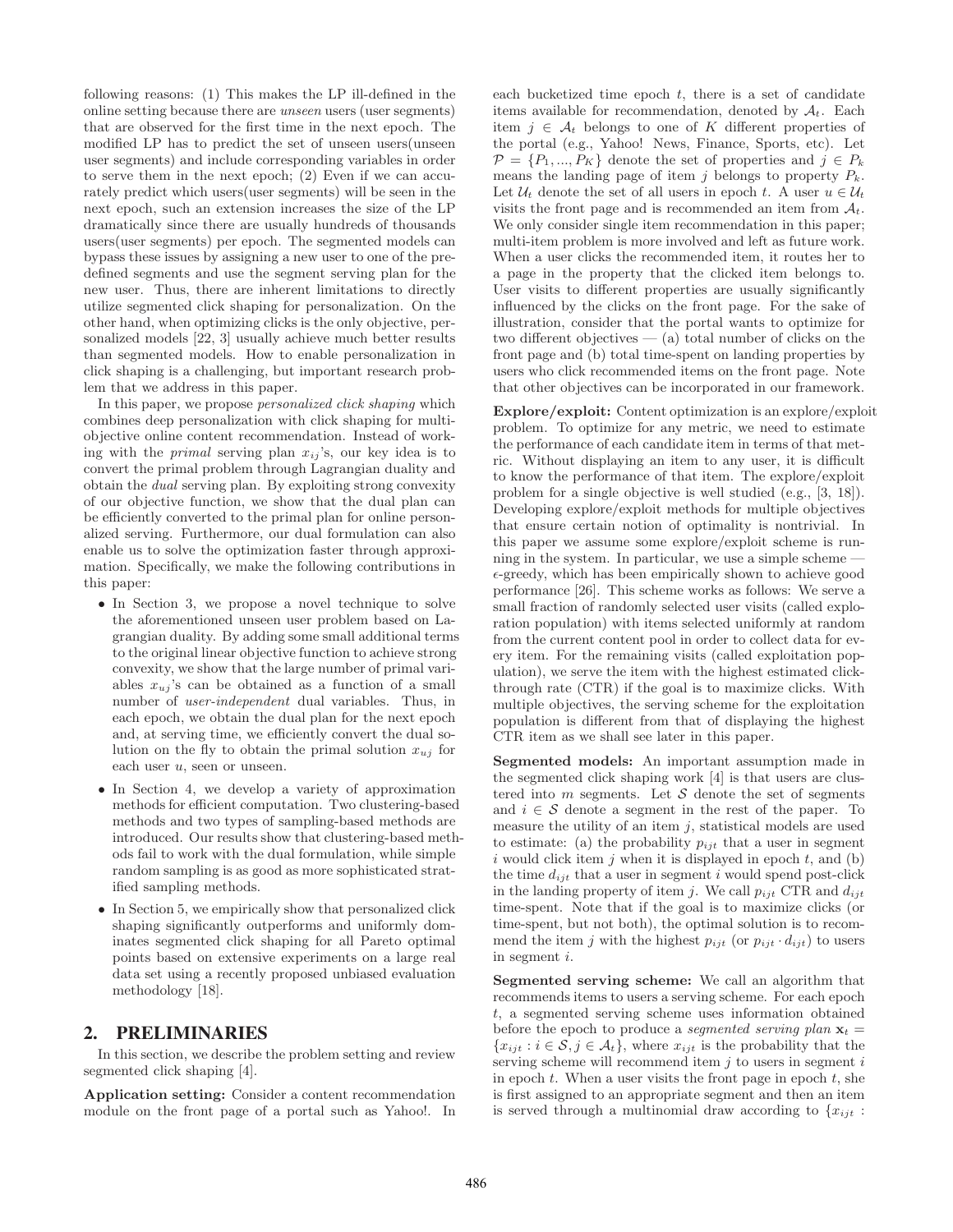following reasons: (1) This makes the LP ill-defined in the online setting because there are *unseen* users (user segments) that are observed for the first time in the next epoch. The modified LP has to predict the set of unseen users(unseen user segments) and include corresponding variables in order to serve them in the next epoch; (2) Even if we can accurately predict which users(user segments) will be seen in the next epoch, such an extension increases the size of the LP dramatically since there are usually hundreds of thousands users(user segments) per epoch. The segmented models can bypass these issues by assigning a new user to one of the predefined segments and use the segment serving plan for the new user. Thus, there are inherent limitations to directly utilize segmented click shaping for personalization. On the other hand, when optimizing clicks is the only objective, personalized models [22, 3] usually achieve much better results than segmented models. How to enable personalization in click shaping is a challenging, but important research problem that we address in this paper.

In this paper, we propose *personalized click shaping* which combines deep personalization with click shaping for multi-objective online content recommendation. Instead of working with the *primal* serving plan $x_{ij}$'s, our key idea is to convert the primal problem through Lagrangian duality and obtain the *dual* serving plan. By exploiting strong convexity of our objective function, we show that the dual plan can be efficiently converted to the primal plan for online personalized serving. Furthermore, our dual formulation can also enable us to solve the optimization faster through approximation. Specifically, we make the following contributions in this paper:

- In Section 3, we propose a novel technique to solve the aforementioned unseen user problem based on Lagrangian duality. By adding some small additional terms to the original linear objective function to achieve strong convexity, we show that the large number of primal variables $x_{uj}$'s can be obtained as a function of a small number of *user-independent* dual variables. Thus, in each epoch, we obtain the dual plan for the next epoch and, at serving time, we efficiently convert the dual solution on the fly to obtain the primal solution $x_{uj}$ for each user $u$, seen or unseen.
- In Section 4, we develop a variety of approximation methods for efficient computation. Two clustering-based methods and two types of sampling-based methods are introduced. Our results show that clustering-based methods fail to work with the dual formulation, while simple random sampling is as good as more sophisticated stratified sampling methods.
- In Section 5, we empirically show that personalized click shaping significantly outperforms and uniformly dominates segmented click shaping for all Pareto optimal points based on extensive experiments on a large real data set using a recently proposed unbiased evaluation methodology [18].

## 2. PRELIMINARIES

In this section, we describe the problem setting and review segmented click shaping [4].

**Application setting:** Consider a content recommendation module on the front page of a portal such as Yahoo!. In each bucketized time epoch $t$, there is a set of candidate items available for recommendation, denoted by $\mathcal{A}_t$. Each item $j \in \mathcal{A}_t$ belongs to one of $K$ different properties of the portal (e.g., Yahoo! News, Finance, Sports, etc). Let $\mathcal{P} = \{P_1, ..., P_K\}$ denote the set of properties and $j \in P_k$ means the landing page of item $j$ belongs to property $P_k$. Let $\mathcal{U}_t$ denote the set of all users in epoch $t$. A user $u \in \mathcal{U}_t$ visits the front page and is recommended an item from $\mathcal{A}_t$. We only consider single item recommendation in this paper; multi-item problem is more involved and left as future work. When a user clicks the recommended item, it routes her to a page in the property that the clicked item belongs to. User visits to different properties are usually significantly influenced by the clicks on the front page. For the sake of illustration, consider that the portal wants to optimize for two different objectives — (a) total number of clicks on the front page and (b) total time-spent on landing properties by users who click recommended items on the front page. Note that other objectives can be incorporated in our framework.

**Explore/exploit:** Content optimization is an explore/exploit problem. To optimize for any metric, we need to estimate the performance of each candidate item in terms of that metric. Without displaying an item to any user, it is difficult to know the performance of that item. The explore/exploit problem for a single objective is well studied (e.g., [3, 18]). Developing explore/exploit methods for multiple objectives that ensure certain notion of optimality is nontrivial. In this paper we assume some explore/exploit scheme is running in the system. In particular, we use a simple scheme — $\epsilon$-greedy, which has been empirically shown to achieve good performance [26]. This scheme works as follows: We serve a small fraction of randomly selected user visits (called exploration population) with items selected uniformly at random from the current content pool in order to collect data for every item. For the remaining visits (called exploitation population), we serve the item with the highest estimated click-through rate (CTR) if the goal is to maximize clicks. With multiple objectives, the serving scheme for the exploitation population is different from that of displaying the highest CTR item as we shall see later in this paper.

**Segmented models:** An important assumption made in the segmented click shaping work [4] is that users are clustered into $m$ segments. Let $\mathcal{S}$ denote the set of segments and $i \in \mathcal{S}$ denote a segment in the rest of the paper. To measure the utility of an item $j$, statistical models are used to estimate: (a) the probability $p_{ijt}$ that a user in segment $i$ would click item $j$ when it is displayed in epoch $t$, and (b) the time $d_{ijt}$ that a user in segment $i$ would spend post-click in the landing property of item $j$. We call $p_{ijt}$ CTR and $d_{ijt}$ time-spent. Note that if the goal is to maximize clicks (or time-spent, but not both), the optimal solution is to recommend the item $j$ with the highest $p_{ijt}$ (or $p_{ijt} \cdot d_{ijt}$) to users in segment $i$.

**Segmented serving scheme:** We call an algorithm that recommends items to users a serving scheme. For each epoch $t$, a segmented serving scheme uses information obtained before the epoch to produce a *segmented serving plan* $\mathbf{x}_t = \{x_{ijt} : i \in \mathcal{S}, j \in \mathcal{A}_t\}$, where $x_{ijt}$ is the probability that the serving scheme will recommend item $j$ to users in segment $i$ in epoch $t$. When a user visits the front page in epoch $t$, she is first assigned to an appropriate segment and then an item is served through a multinomial draw according to $\{x_{ijt} :$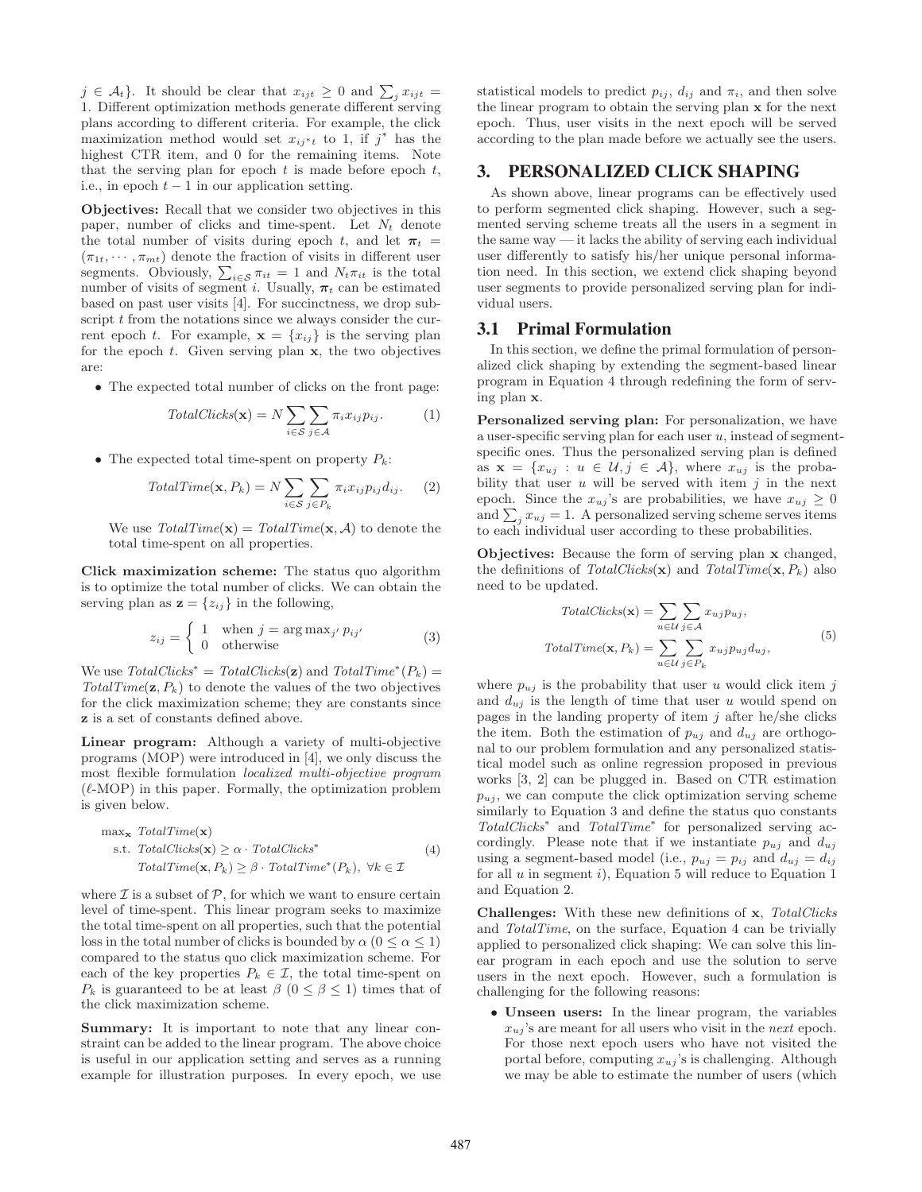$j \in \mathcal{A}_t\}$. It should be clear that $x_{ijt} \geq 0$ and $\sum_j x_{ijt} = 1$. Different optimization methods generate different serving plans according to different criteria. For example, the click maximization method would set $x_{ij^*t}$ to 1, if $j^*$ has the highest CTR item, and 0 for the remaining items. Note that the serving plan for epoch $t$ is made before epoch $t$, i.e., in epoch $t-1$ in our application setting.

**Objectives:** Recall that we consider two objectives in this paper, number of clicks and time-spent. Let $N_t$ denote the total number of visits during epoch $t$, and let $\boldsymbol{\pi}_t = (\pi_{1t}, \cdots, \pi_{mt})$ denote the fraction of visits in different user segments. Obviously, $\sum_{i \in \mathcal{S}} \pi_{it} = 1$ and $N_t \pi_{it}$ is the total number of visits of segment $i$. Usually, $\boldsymbol{\pi}_t$ can be estimated based on past user visits [4]. For succinctness, we drop subscript $t$ from the notations since we always consider the current epoch $t$. For example, $\mathbf{x} = \{x_{ij}\}$ is the serving plan for the epoch $t$. Given serving plan $\mathbf{x}$, the two objectives are:

- The expected total number of clicks on the front page:

$$\mathit{TotalClicks}(\mathbf{x}) = N \sum_{i \in \mathcal{S}} \sum_{j \in \mathcal{A}} \pi_i x_{ij} p_{ij}. \tag{1}$$

- The expected total time-spent on property $P_k$:

$$\mathit{TotalTime}(\mathbf{x}, P_k) = N \sum_{i \in \mathcal{S}} \sum_{j \in P_k} \pi_i x_{ij} p_{ij} d_{ij}. \tag{2}$$

  We use $\mathit{TotalTime}(\mathbf{x}) = \mathit{TotalTime}(\mathbf{x}, \mathcal{A})$ to denote the total time-spent on all properties.

**Click maximization scheme:** The status quo algorithm is to optimize the total number of clicks. We can obtain the serving plan as $\mathbf{z} = \{z_{ij}\}$ in the following,

$$z_{ij} = \begin{cases} 1 & \text{when } j = \arg\max_{j'} p_{ij'} \\ 0 & \text{otherwise} \end{cases} \tag{3}$$

We use $\mathit{TotalClicks}^* = \mathit{TotalClicks}(\mathbf{z})$ and $\mathit{TotalTime}^*(P_k) = \mathit{TotalTime}(\mathbf{z}, P_k)$ to denote the values of the two objectives for the click maximization scheme; they are constants since $\mathbf{z}$ is a set of constants defined above.

**Linear program:** Although a variety of multi-objective programs (MOP) were introduced in [4], we only discuss the most flexible formulation *localized multi-objective program* ($\ell$-MOP) in this paper. Formally, the optimization problem is given below.

$$\begin{aligned} \max_{\mathbf{x}} \ & \mathit{TotalTime}(\mathbf{x}) \\ \text{s.t. } & \mathit{TotalClicks}(\mathbf{x}) \geq \alpha \cdot \mathit{TotalClicks}^* \\ & \mathit{TotalTime}(\mathbf{x}, P_k) \geq \beta \cdot \mathit{TotalTime}^*(P_k), \ \forall k \in \mathcal{I} \end{aligned} \tag{4}$$

where $\mathcal{I}$ is a subset of $\mathcal{P}$, for which we want to ensure certain level of time-spent. This linear program seeks to maximize the total time-spent on all properties, such that the potential loss in the total number of clicks is bounded by $\alpha$ ($0 \leq \alpha \leq 1$) compared to the status quo click maximization scheme. For each of the key properties $P_k \in \mathcal{I}$, the total time-spent on $P_k$ is guaranteed to be at least $\beta$ ($0 \leq \beta \leq 1$) times that of the click maximization scheme.

**Summary:** It is important to note that any linear constraint can be added to the linear program. The above choice is useful in our application setting and serves as a running example for illustration purposes. In every epoch, we use statistical models to predict $p_{ij}$, $d_{ij}$ and $\pi_i$, and then solve the linear program to obtain the serving plan $\mathbf{x}$ for the next epoch. Thus, user visits in the next epoch will be served according to the plan made before we actually see the users.

## 3. PERSONALIZED CLICK SHAPING

As shown above, linear programs can be effectively used to perform segmented click shaping. However, such a segmented serving scheme treats all the users in a segment in the same way — it lacks the ability of serving each individual user differently to satisfy his/her unique personal information need. In this section, we extend click shaping beyond user segments to provide personalized serving plan for individual users.

### 3.1 Primal Formulation

In this section, we define the primal formulation of personalized click shaping by extending the segment-based linear program in Equation 4 through redefining the form of serving plan $\mathbf{x}$.

**Personalized serving plan:** For personalization, we have a user-specific serving plan for each user $u$, instead of segment-specific ones. Thus the personalized serving plan is defined as $\mathbf{x} = \{x_{uj} : u \in \mathcal{U}, j \in \mathcal{A}\}$, where $x_{uj}$ is the probability that user $u$ will be served with item $j$ in the next epoch. Since the $x_{uj}$'s are probabilities, we have $x_{uj} \geq 0$ and $\sum_j x_{uj} = 1$. A personalized serving scheme serves items to each individual user according to these probabilities.

**Objectives:** Because the form of serving plan $\mathbf{x}$ changed, the definitions of $\mathit{TotalClicks}(\mathbf{x})$ and $\mathit{TotalTime}(\mathbf{x}, P_k)$ also need to be updated.

$$\begin{aligned} \mathit{TotalClicks}(\mathbf{x}) &= \sum_{u \in \mathcal{U}} \sum_{j \in \mathcal{A}} x_{uj} p_{uj}, \\ \mathit{TotalTime}(\mathbf{x}, P_k) &= \sum_{u \in \mathcal{U}} \sum_{j \in P_k} x_{uj} p_{uj} d_{uj}, \end{aligned} \tag{5}$$

where $p_{uj}$ is the probability that user $u$ would click item $j$ and $d_{uj}$ is the length of time that user $u$ would spend on pages in the landing property of item $j$ after he/she clicks the item. Both the estimation of $p_{uj}$ and $d_{uj}$ are orthogonal to our problem formulation and any personalized statistical model such as online regression proposed in previous works [3, 2] can be plugged in. Based on CTR estimation $p_{uj}$, we can compute the click optimization serving scheme similarly to Equation 3 and define the status quo constants $\mathit{TotalClicks}^*$ and $\mathit{TotalTime}^*$ for personalized serving accordingly. Please note that if we instantiate $p_{uj}$ and $d_{uj}$ using a segment-based model (i.e., $p_{uj} = p_{ij}$ and $d_{uj} = d_{ij}$ for all $u$ in segment $i$), Equation 5 will reduce to Equation 1 and Equation 2.

**Challenges:** With these new definitions of $\mathbf{x}$, *TotalClicks* and *TotalTime*, on the surface, Equation 4 can be trivially applied to personalized click shaping: We can solve this linear program in each epoch and use the solution to serve users in the next epoch. However, such a formulation is challenging for the following reasons:

- **Unseen users:** In the linear program, the variables $x_{uj}$'s are meant for all users who visit in the *next* epoch. For those next epoch users who have not visited the portal before, computing $x_{uj}$'s is challenging. Although we may be able to estimate the number of users (which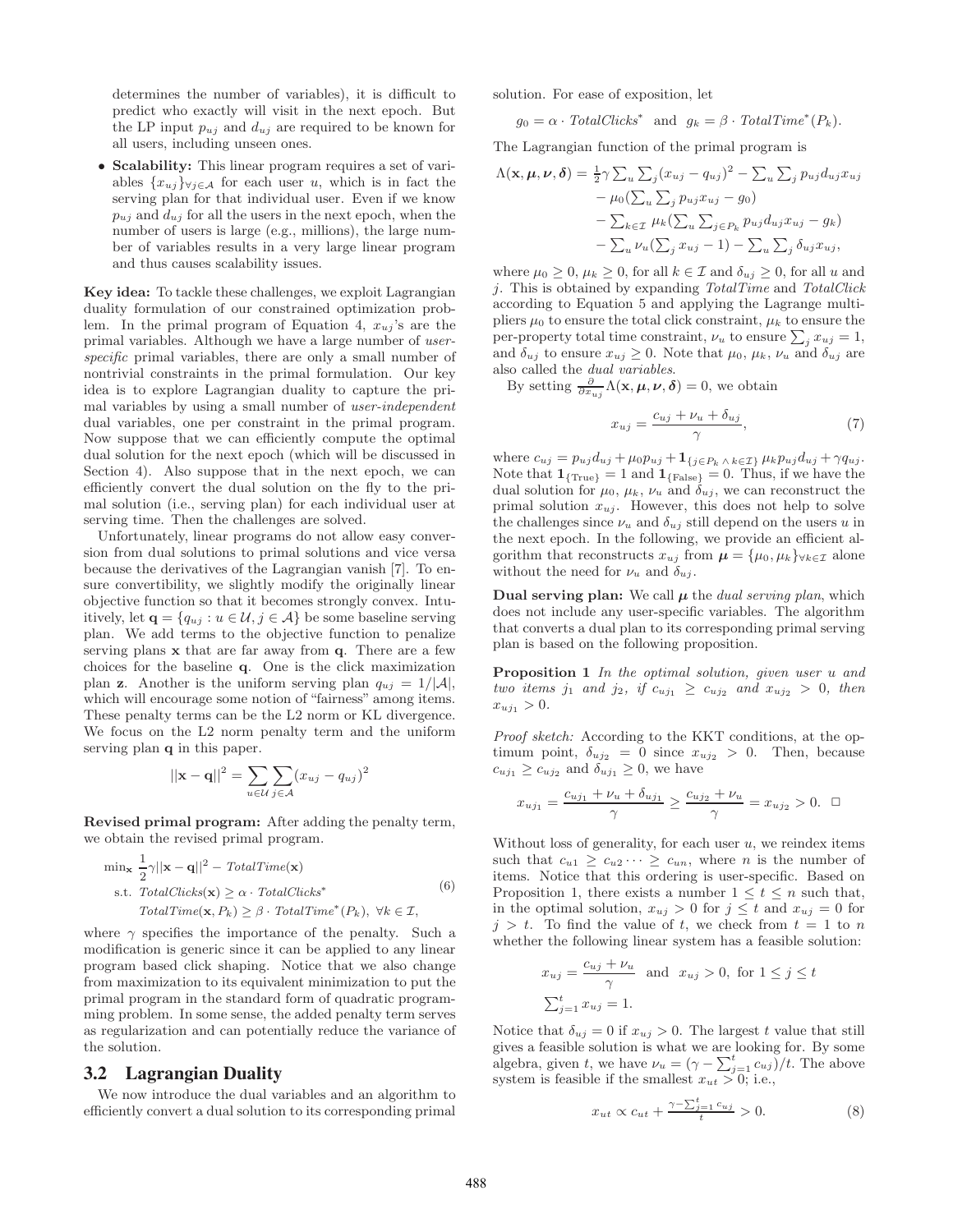determines the number of variables), it is difficult to predict who exactly will visit in the next epoch. But the LP input $p_{uj}$ and $d_{uj}$ are required to be known for all users, including unseen ones.

- **Scalability:** This linear program requires a set of variables $\{x_{uj}\}_{\forall j \in \mathcal{A}}$ for each user $u$, which is in fact the serving plan for that individual user. Even if we know $p_{uj}$ and $d_{uj}$ for all the users in the next epoch, when the number of users is large (e.g., millions), the large number of variables results in a very large linear program and thus causes scalability issues.

**Key idea:** To tackle these challenges, we exploit Lagrangian duality formulation of our constrained optimization problem. In the primal program of Equation 4, $x_{uj}$'s are the primal variables. Although we have a large number of *user-specific* primal variables, there are only a small number of nontrivial constraints in the primal formulation. Our key idea is to explore Lagrangian duality to capture the primal variables by using a small number of *user-independent* dual variables, one per constraint in the primal program. Now suppose that we can efficiently compute the optimal dual solution for the next epoch (which will be discussed in Section 4). Also suppose that in the next epoch, we can efficiently convert the dual solution on the fly to the primal solution (i.e., serving plan) for each individual user at serving time. Then the challenges are solved.

Unfortunately, linear programs do not allow easy conversion from dual solutions to primal solutions and vice versa because the derivatives of the Lagrangian vanish [7]. To ensure convertibility, we slightly modify the originally linear objective function so that it becomes strongly convex. Intuitively, let $\mathbf{q} = \{q_{uj} : u \in \mathcal{U}, j \in \mathcal{A}\}$ be some baseline serving plan. We add terms to the objective function to penalize serving plans $\mathbf{x}$ that are far away from $\mathbf{q}$. There are a few choices for the baseline $\mathbf{q}$. One is the click maximization plan $\mathbf{z}$. Another is the uniform serving plan $q_{uj} = 1/|\mathcal{A}|$, which will encourage some notion of "fairness" among items. These penalty terms can be the L2 norm or KL divergence. We focus on the L2 norm penalty term and the uniform serving plan $\mathbf{q}$ in this paper.

$$||\mathbf{x} - \mathbf{q}||^2 = \sum_{u \in \mathcal{U}} \sum_{j \in \mathcal{A}} (x_{uj} - q_{uj})^2$$

**Revised primal program:** After adding the penalty term, we obtain the revised primal program.

$$\begin{aligned}
\min_{\mathbf{x}} \ & \frac{1}{2}\gamma ||\mathbf{x} - \mathbf{q}||^2 - \mathit{TotalTime}(\mathbf{x}) \\
\text{s.t. } & \mathit{TotalClicks}(\mathbf{x}) \geq \alpha \cdot \mathit{TotalClicks}^* \\
& \mathit{TotalTime}(\mathbf{x}, P_k) \geq \beta \cdot \mathit{TotalTime}^*(P_k), \ \forall k \in \mathcal{I},
\end{aligned} \tag{6}$$

where $\gamma$ specifies the importance of the penalty. Such a modification is generic since it can be applied to any linear program based click shaping. Notice that we also change from maximization to its equivalent minimization to put the primal program in the standard form of quadratic programming problem. In some sense, the added penalty term serves as regularization and can potentially reduce the variance of the solution.

## 3.2 Lagrangian Duality

We now introduce the dual variables and an algorithm to efficiently convert a dual solution to its corresponding primal solution. For ease of exposition, let

$$g_0 = \alpha \cdot \mathit{TotalClicks}^* \ \text{ and } \ g_k = \beta \cdot \mathit{TotalTime}^*(P_k).$$

The Lagrangian function of the primal program is

$$\begin{aligned}
\Lambda(\mathbf{x}, \boldsymbol{\mu}, \boldsymbol{\nu}, \boldsymbol{\delta}) = & \ \tfrac{1}{2}\gamma \textstyle\sum_u \sum_j (x_{uj} - q_{uj})^2 - \sum_u \sum_j p_{uj} d_{uj} x_{uj} \\
& - \mu_0 (\textstyle\sum_u \sum_j p_{uj} x_{uj} - g_0) \\
& - \textstyle\sum_{k \in \mathcal{I}} \mu_k (\sum_u \sum_{j \in P_k} p_{uj} d_{uj} x_{uj} - g_k) \\
& - \textstyle\sum_u \nu_u (\sum_j x_{uj} - 1) - \sum_u \sum_j \delta_{uj} x_{uj},
\end{aligned}$$

where $\mu_0 \geq 0$, $\mu_k \geq 0$, for all $k \in \mathcal{I}$ and $\delta_{uj} \geq 0$, for all $u$ and $j$. This is obtained by expanding *TotalTime* and *TotalClick* according to Equation 5 and applying the Lagrange multipliers $\mu_0$ to ensure the total click constraint, $\mu_k$ to ensure the per-property total time constraint, $\nu_u$ to ensure $\sum_j x_{uj} = 1$, and $\delta_{uj}$ to ensure $x_{uj} \geq 0$. Note that $\mu_0$, $\mu_k$, $\nu_u$ and $\delta_{uj}$ are also called the *dual variables*.

By setting $\frac{\partial}{\partial x_{uj}} \Lambda(\mathbf{x}, \boldsymbol{\mu}, \boldsymbol{\nu}, \boldsymbol{\delta}) = 0$, we obtain

$$x_{uj} = \frac{c_{uj} + \nu_u + \delta_{uj}}{\gamma}, \tag{7}$$

where $c_{uj} = p_{uj} d_{uj} + \mu_0 p_{uj} + \mathbf{1}_{\{j \in P_k \wedge k \in \mathcal{I}\}} \mu_k p_{uj} d_{uj} + \gamma q_{uj}$. Note that $\mathbf{1}_{\{\text{True}\}} = 1$ and $\mathbf{1}_{\{\text{False}\}} = 0$. Thus, if we have the dual solution for $\mu_0$, $\mu_k$, $\nu_u$ and $\delta_{uj}$, we can reconstruct the primal solution $x_{uj}$. However, this does not help to solve the challenges since $\nu_u$ and $\delta_{uj}$ still depend on the users $u$ in the next epoch. In the following, we provide an efficient algorithm that reconstructs $x_{uj}$ from $\boldsymbol{\mu} = \{\mu_0, \mu_k\}_{\forall k \in \mathcal{I}}$ alone without the need for $\nu_u$ and $\delta_{uj}$.

**Dual serving plan:** We call $\boldsymbol{\mu}$ the *dual serving plan*, which does not include any user-specific variables. The algorithm that converts a dual plan to its corresponding primal serving plan is based on the following proposition.

**Proposition 1** *In the optimal solution, given user $u$ and two items $j_1$ and $j_2$, if $c_{uj_1} \geq c_{uj_2}$ and $x_{uj_2} > 0$, then $x_{uj_1} > 0$.*

*Proof sketch:* According to the KKT conditions, at the optimum point, $\delta_{uj_2} = 0$ since $x_{uj_2} > 0$. Then, because $c_{uj_1} \geq c_{uj_2}$ and $\delta_{uj_1} \geq 0$, we have

$$x_{uj_1} = \frac{c_{uj_1} + \nu_u + \delta_{uj_1}}{\gamma} \geq \frac{c_{uj_2} + \nu_u}{\gamma} = x_{uj_2} > 0. \quad \square$$

Without loss of generality, for each user $u$, we reindex items such that $c_{u1} \geq c_{u2} \cdots \geq c_{un}$, where $n$ is the number of items. Notice that this ordering is user-specific. Based on Proposition 1, there exists a number $1 \leq t \leq n$ such that, in the optimal solution, $x_{uj} > 0$ for $j \leq t$ and $x_{uj} = 0$ for $j > t$. To find the value of $t$, we check from $t = 1$ to $n$ whether the following linear system has a feasible solution:

$$\begin{aligned}
& x_{uj} = \frac{c_{uj} + \nu_u}{\gamma} \ \text{ and } \ x_{uj} > 0, \text{ for } 1 \leq j \leq t \\
& \textstyle\sum_{j=1}^{t} x_{uj} = 1.
\end{aligned}$$

Notice that $\delta_{uj} = 0$ if $x_{uj} > 0$. The largest $t$ value that still gives a feasible solution is what we are looking for. By some algebra, given $t$, we have $\nu_u = (\gamma - \sum_{j=1}^{t} c_{uj})/t$. The above system is feasible if the smallest $x_{ut} > 0$; i.e.,

$$x_{ut} \propto c_{ut} + \frac{\gamma - \sum_{j=1}^{t} c_{uj}}{t} > 0. \tag{8}$$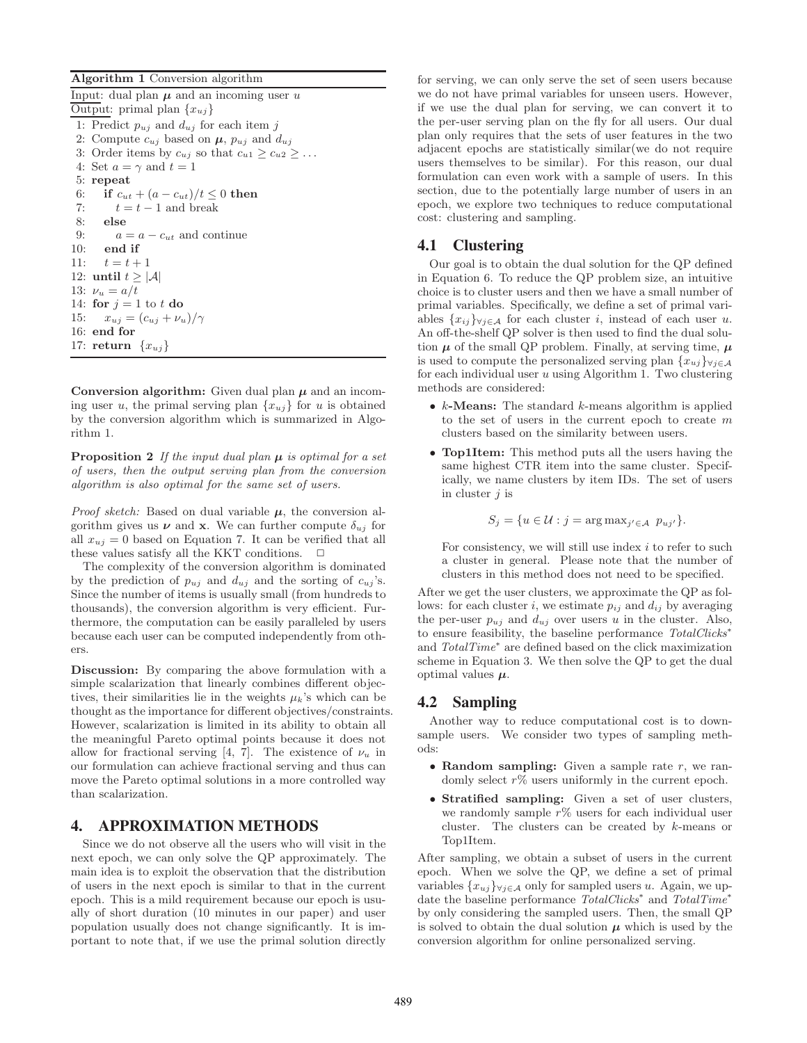**Algorithm 1** Conversion algorithm

Input: dual plan $\boldsymbol{\mu}$ and an incoming user $u$
Output: primal plan $\{x_{uj}\}$

```
1: Predict p_uj and d_uj for each item j
2: Compute c_uj based on μ, p_uj and d_uj
3: Order items by c_uj so that c_u1 ≥ c_u2 ≥ ...
4: Set a = γ and t = 1
5: repeat
6:    if c_ut + (a − c_ut)/t ≤ 0 then
7:       t = t − 1 and break
8:    else
9:       a = a − c_ut and continue
10:   end if
11:   t = t + 1
12: until t ≥ |A|
13: ν_u = a/t
14: for j = 1 to t do
15:    x_uj = (c_uj + ν_u)/γ
16: end for
17: return {x_uj}
```

**Conversion algorithm:** Given dual plan $\boldsymbol{\mu}$ and an incoming user $u$, the primal serving plan $\{x_{uj}\}$ for $u$ is obtained by the conversion algorithm which is summarized in Algorithm 1.

**Proposition 2** *If the input dual plan $\boldsymbol{\mu}$ is optimal for a set of users, then the output serving plan from the conversion algorithm is also optimal for the same set of users.*

*Proof sketch:* Based on dual variable $\boldsymbol{\mu}$, the conversion algorithm gives us $\boldsymbol{\nu}$ and $\mathbf{x}$. We can further compute $\delta_{uj}$ for all $x_{uj} = 0$ based on Equation 7. It can be verified that all these values satisfy all the KKT conditions. □

The complexity of the conversion algorithm is dominated by the prediction of $p_{uj}$ and $d_{uj}$ and the sorting of $c_{uj}$'s. Since the number of items is usually small (from hundreds to thousands), the conversion algorithm is very efficient. Furthermore, the computation can be easily paralleled by users because each user can be computed independently from others.

**Discussion:** By comparing the above formulation with a simple scalarization that linearly combines different objectives, their similarities lie in the weights $\mu_k$'s which can be thought as the importance for different objectives/constraints. However, scalarization is limited in its ability to obtain all the meaningful Pareto optimal points because it does not allow for fractional serving [4, 7]. The existence of $\nu_u$ in our formulation can achieve fractional serving and thus can move the Pareto optimal solutions in a more controlled way than scalarization.

## 4. APPROXIMATION METHODS

Since we do not observe all the users who will visit in the next epoch, we can only solve the QP approximately. The main idea is to exploit the observation that the distribution of users in the next epoch is similar to that in the current epoch. This is a mild requirement because our epoch is usually of short duration (10 minutes in our paper) and user population usually does not change significantly. It is important to note that, if we use the primal solution directly for serving, we can only serve the set of seen users because we do not have primal variables for unseen users. However, if we use the dual plan for serving, we can convert it to the per-user serving plan on the fly for all users. Our dual plan only requires that the sets of user features in the two adjacent epochs are statistically similar(we do not require users themselves to be similar). For this reason, our dual formulation can even work with a sample of users. In this section, due to the potentially large number of users in an epoch, we explore two techniques to reduce computational cost: clustering and sampling.

### 4.1 Clustering

Our goal is to obtain the dual solution for the QP defined in Equation 6. To reduce the QP problem size, an intuitive choice is to cluster users and then we have a small number of primal variables. Specifically, we define a set of primal variables $\{x_{ij}\}_{\forall j \in \mathcal{A}}$ for each cluster $i$, instead of each user $u$. An off-the-shelf QP solver is then used to find the dual solution $\boldsymbol{\mu}$ of the small QP problem. Finally, at serving time, $\boldsymbol{\mu}$ is used to compute the personalized serving plan $\{x_{uj}\}_{\forall j \in \mathcal{A}}$ for each individual user $u$ using Algorithm 1. Two clustering methods are considered:

- **$k$-Means:** The standard $k$-means algorithm is applied to the set of users in the current epoch to create $m$ clusters based on the similarity between users.
- **Top1Item:** This method puts all the users having the same highest CTR item into the same cluster. Specifically, we name clusters by item IDs. The set of users in cluster $j$ is

  $$S_j = \{u \in \mathcal{U} : j = \arg\max_{j' \in \mathcal{A}} \; p_{uj'}\}.$$

  For consistency, we will still use index $i$ to refer to such a cluster in general. Please note that the number of clusters in this method does not need to be specified.

After we get the user clusters, we approximate the QP as follows: for each cluster $i$, we estimate $p_{ij}$ and $d_{ij}$ by averaging the per-user $p_{uj}$ and $d_{uj}$ over users $u$ in the cluster. Also, to ensure feasibility, the baseline performance *TotalClicks*$^*$ and *TotalTime*$^*$ are defined based on the click maximization scheme in Equation 3. We then solve the QP to get the dual optimal values $\boldsymbol{\mu}$.

### 4.2 Sampling

Another way to reduce computational cost is to downsample users. We consider two types of sampling methods:

- **Random sampling:** Given a sample rate $r$, we randomly select $r\%$ users uniformly in the current epoch.
- **Stratified sampling:** Given a set of user clusters, we randomly sample $r\%$ users for each individual user cluster. The clusters can be created by $k$-means or Top1Item.

After sampling, we obtain a subset of users in the current epoch. When we solve the QP, we define a set of primal variables $\{x_{uj}\}_{\forall j \in \mathcal{A}}$ only for sampled users $u$. Again, we update the baseline performance *TotalClicks*$^*$ and *TotalTime*$^*$ by only considering the sampled users. Then, the small QP is solved to obtain the dual solution $\boldsymbol{\mu}$ which is used by the conversion algorithm for online personalized serving.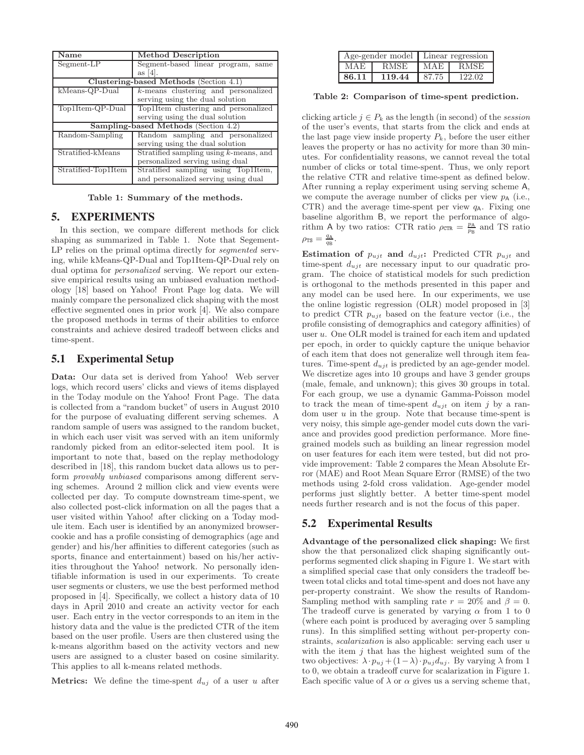| Name | Method Description |
|---|---|
| Segment-LP | Segment-based linear program, same as [4]. |
| **Clustering-based Methods** (Section 4.1) | |
| kMeans-QP-Dual | $k$-means clustering and personalized serving using the dual solution |
| Top1Item-QP-Dual | Top1Item clustering and personalized serving using the dual solution |
| **Sampling-based Methods** (Section 4.2) | |
| Random-Sampling | Random sampling and personalized serving using the dual solution |
| Stratified-kMeans | Stratified sampling using $k$-means, and personalized serving using dual |
| Stratified-Top1Item | Stratified sampling using Top1Item, and personalized serving using dual |

**Table 1: Summary of the methods.**

## 5. EXPERIMENTS

In this section, we compare different methods for click shaping as summarized in Table 1. Note that Segement-LP relies on the primal optima directly for *segmented* serving, while kMeans-QP-Dual and Top1Item-QP-Dual rely on dual optima for *personalized* serving. We report our extensive empirical results using an unbiased evaluation methodology [18] based on Yahoo! Front Page log data. We will mainly compare the personalized click shaping with the most effective segmented ones in prior work [4]. We also compare the proposed methods in terms of their abilities to enforce constraints and achieve desired tradeoff between clicks and time-spent.

### 5.1 Experimental Setup

**Data:** Our data set is derived from Yahoo! Web server logs, which record users' clicks and views of items displayed in the Today module on the Yahoo! Front Page. The data is collected from a "random bucket" of users in August 2010 for the purpose of evaluating different serving schemes. A random sample of users was assigned to the random bucket, in which each user visit was served with an item uniformly randomly picked from an editor-selected item pool. It is important to note that, based on the replay methodology described in [18], this random bucket data allows us to perform *provably unbiased* comparisons among different serving schemes. Around 2 million click and view events were collected per day. To compute downstream time-spent, we also collected post-click information on all the pages that a user visited within Yahoo! after clicking on a Today module item. Each user is identified by an anonymized browser-cookie and has a profile consisting of demographics (age and gender) and his/her affinities to different categories (such as sports, finance and entertainment) based on his/her activities throughout the Yahoo! network. No personally identifiable information is used in our experiments. To create user segments or clusters, we use the best performed method proposed in [4]. Specifically, we collect a history data of 10 days in April 2010 and create an activity vector for each user. Each entry in the vector corresponds to an item in the history data and the value is the predicted CTR of the item based on the user profile. Users are then clustered using the k-means algorithm based on the activity vectors and new users are assigned to a cluster based on cosine similarity. This applies to all k-means related methods.

**Metrics:** We define the time-spent $d_{uj}$ of a user $u$ after clicking article $j \in P_k$ as the length (in second) of the *session* of the user's events, that starts from the click and ends at the last page view inside property $P_k$, before the user either leaves the property or has no activity for more than 30 minutes. For confidentiality reasons, we cannot reveal the total number of clicks or total time-spent. Thus, we only report the relative CTR and relative time-spent as defined below. After running a replay experiment using serving scheme $\mathsf{A}$, we compute the average number of clicks per view $p_{\mathsf{A}}$ (i.e., CTR) and the average time-spent per view $q_{\mathsf{A}}$. Fixing one baseline algorithm $\mathsf{B}$, we report the performance of algorithm $\mathsf{A}$ by two ratios: CTR ratio $\rho_{\mathsf{CTR}} = \frac{p_{\mathsf{A}}}{p_{\mathsf{B}}}$ and TS ratio $\rho_{\mathsf{TS}} = \frac{q_{\mathsf{A}}}{q_{\mathsf{B}}}$.

| Age-gender model | | Linear regression | |
|---|---|---|---|
| MAE | RMSE | MAE | RMSE |
| **86.11** | **119.44** | 87.75 | 122.02 |

**Table 2: Comparison of time-spent prediction.**

**Estimation of $p_{ujt}$ and $d_{ujt}$:** Predicted CTR $p_{ujt}$ and time-spent $d_{ujt}$ are necessary input to our quadratic program. The choice of statistical models for such prediction is orthogonal to the methods presented in this paper and any model can be used here. In our experiments, we use the online logistic regression (OLR) model proposed in [3] to predict CTR $p_{ujt}$ based on the feature vector (i.e., the profile consisting of demographics and category affinities) of user $u$. One OLR model is trained for each item and updated per epoch, in order to quickly capture the unique behavior of each item that does not generalize well through item features. Time-spent $d_{ujt}$ is predicted by an age-gender model. We discretize ages into 10 groups and have 3 gender groups (male, female, and unknown); this gives 30 groups in total. For each group, we use a dynamic Gamma-Poisson model to track the mean of time-spent $d_{ujt}$ on item $j$ by a random user $u$ in the group. Note that because time-spent is very noisy, this simple age-gender model cuts down the variance and provides good prediction performance. More fine-grained models such as building an linear regression model on user features for each item were tested, but did not provide improvement: Table 2 compares the Mean Absolute Error (MAE) and Root Mean Square Error (RMSE) of the two methods using 2-fold cross validation. Age-gender model performs just slightly better. A better time-spent model needs further research and is not the focus of this paper.

### 5.2 Experimental Results

**Advantage of the personalized click shaping:** We first show the that personalized click shaping significantly outperforms segmented click shaping in Figure 1. We start with a simplified special case that only considers the tradeoff between total clicks and total time-spent and does not have any per-property constraint. We show the results of Random-Sampling method with sampling rate $r = 20\%$ and $\beta = 0$. The tradeoff curve is generated by varying $\alpha$ from 1 to 0 (where each point is produced by averaging over 5 sampling runs). In this simplified setting without per-property constraints, *scalarization* is also applicable: serving each user $u$ with the item $j$ that has the highest weighted sum of the two objectives: $\lambda \cdot p_{uj} + (1-\lambda) \cdot p_{uj} d_{uj}$. By varying $\lambda$ from 1 to 0, we obtain a tradeoff curve for scalarization in Figure 1. Each specific value of $\lambda$ or $\alpha$ gives us a serving scheme that,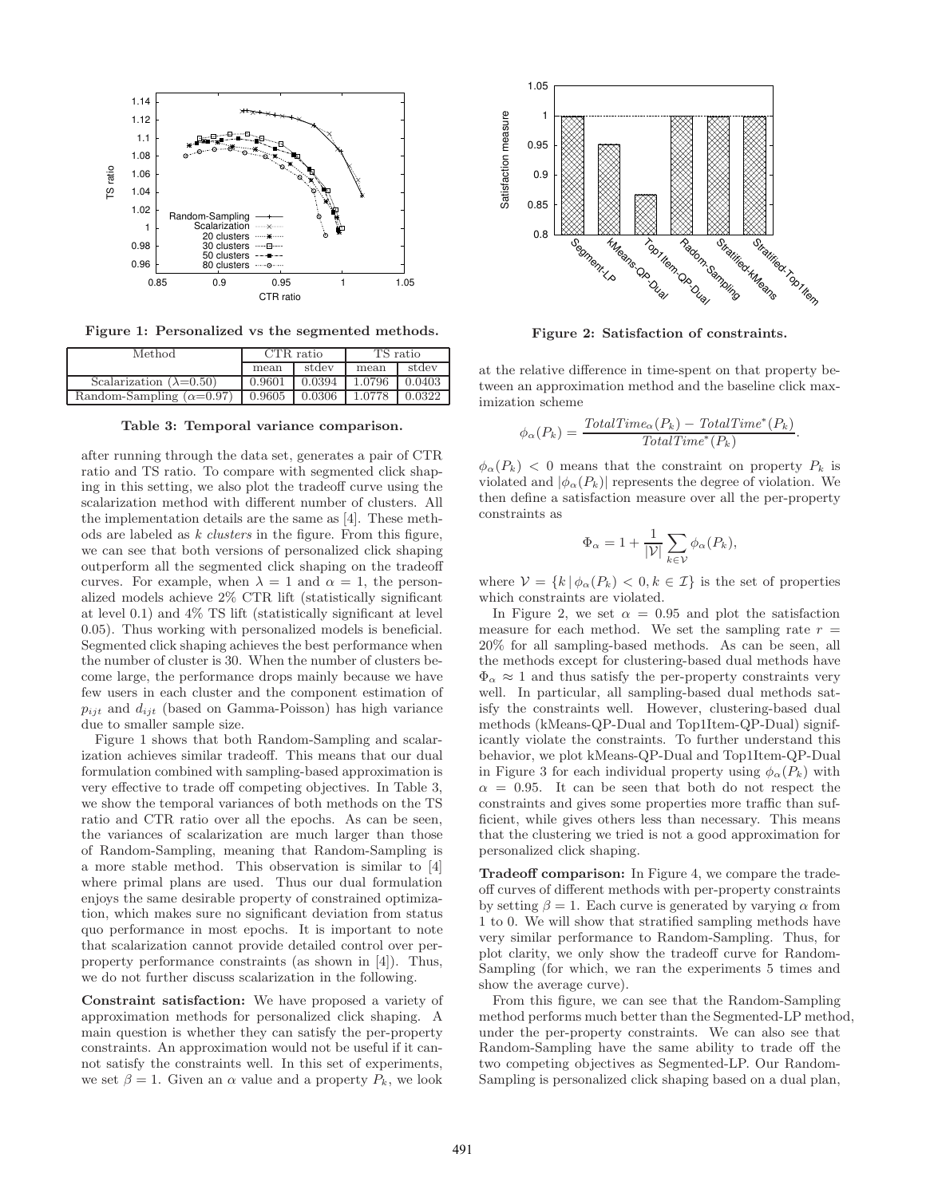Figure 1: Personalized vs the segmented methods.

| Method | CTR ratio | | TS ratio | |
|---|---|---|---|---|
| | mean | stdev | mean | stdev |
| Scalarization ($\lambda$=0.50) | 0.9601 | 0.0394 | 1.0796 | 0.0403 |
| Random-Sampling ($\alpha$=0.97) | 0.9605 | 0.0306 | 1.0778 | 0.0322 |

Table 3: Temporal variance comparison.

after running through the data set, generates a pair of CTR ratio and TS ratio. To compare with segmented click shaping in this setting, we also plot the tradeoff curve using the scalarization method with different number of clusters. All the implementation details are the same as [4]. These methods are labeled as *k clusters* in the figure. From this figure, we can see that both versions of personalized click shaping outperform all the segmented click shaping on the tradeoff curves. For example, when $\lambda = 1$ and $\alpha = 1$, the personalized models achieve 2% CTR lift (statistically significant at level 0.1) and 4% TS lift (statistically significant at level 0.05). Thus working with personalized models is beneficial. Segmented click shaping achieves the best performance when the number of cluster is 30. When the number of clusters become large, the performance drops mainly because we have few users in each cluster and the component estimation of $p_{ijt}$ and $d_{ijt}$ (based on Gamma-Poisson) has high variance due to smaller sample size.

Figure 1 shows that both Random-Sampling and scalarization achieves similar tradeoff. This means that our dual formulation combined with sampling-based approximation is very effective to trade off competing objectives. In Table 3, we show the temporal variances of both methods on the TS ratio and CTR ratio over all the epochs. As can be seen, the variances of scalarization are much larger than those of Random-Sampling, meaning that Random-Sampling is a more stable method. This observation is similar to [4] where primal plans are used. Thus our dual formulation enjoys the same desirable property of constrained optimization, which makes sure no significant deviation from status quo performance in most epochs. It is important to note that scalarization cannot provide detailed control over per-property performance constraints (as shown in [4]). Thus, we do not further discuss scalarization in the following.

**Constraint satisfaction:** We have proposed a variety of approximation methods for personalized click shaping. A main question is whether they can satisfy the per-property constraints. An approximation would not be useful if it cannot satisfy the constraints well. In this set of experiments, we set $\beta = 1$. Given an $\alpha$ value and a property $P_k$, we look

Figure 2: Satisfaction of constraints.

at the relative difference in time-spent on that property between an approximation method and the baseline click maximization scheme

$$\phi_\alpha(P_k) = \frac{TotalTime_\alpha(P_k) - TotalTime^*(P_k)}{TotalTime^*(P_k)}.$$

$\phi_\alpha(P_k) < 0$ means that the constraint on property $P_k$ is violated and $|\phi_\alpha(P_k)|$ represents the degree of violation. We then define a satisfaction measure over all the per-property constraints as

$$\Phi_\alpha = 1 + \frac{1}{|\mathcal{V}|} \sum_{k \in \mathcal{V}} \phi_\alpha(P_k),$$

where $\mathcal{V} = \{k \,|\, \phi_\alpha(P_k) < 0, k \in \mathcal{I}\}$ is the set of properties which constraints are violated.

In Figure 2, we set $\alpha = 0.95$ and plot the satisfaction measure for each method. We set the sampling rate $r = 20\%$ for all sampling-based methods. As can be seen, all the methods except for clustering-based dual methods have $\Phi_\alpha \approx 1$ and thus satisfy the per-property constraints very well. In particular, all sampling-based dual methods satisfy the constraints well. However, clustering-based dual methods (kMeans-QP-Dual and Top1Item-QP-Dual) significantly violate the constraints. To further understand this behavior, we plot kMeans-QP-Dual and Top1Item-QP-Dual in Figure 3 for each individual property using $\phi_\alpha(P_k)$ with $\alpha = 0.95$. It can be seen that both do not respect the constraints and gives some properties more traffic than sufficient, while gives others less than necessary. This means that the clustering we tried is not a good approximation for personalized click shaping.

**Tradeoff comparison:** In Figure 4, we compare the tradeoff curves of different methods with per-property constraints by setting $\beta = 1$. Each curve is generated by varying $\alpha$ from 1 to 0. We will show that stratified sampling methods have very similar performance to Random-Sampling. Thus, for plot clarity, we only show the tradeoff curve for Random-Sampling (for which, we ran the experiments 5 times and show the average curve).

From this figure, we can see that the Random-Sampling method performs much better than the Segmented-LP method, under the per-property constraints. We can also see that Random-Sampling have the same ability to trade off the two competing objectives as Segmented-LP. Our Random-Sampling is personalized click shaping based on a dual plan,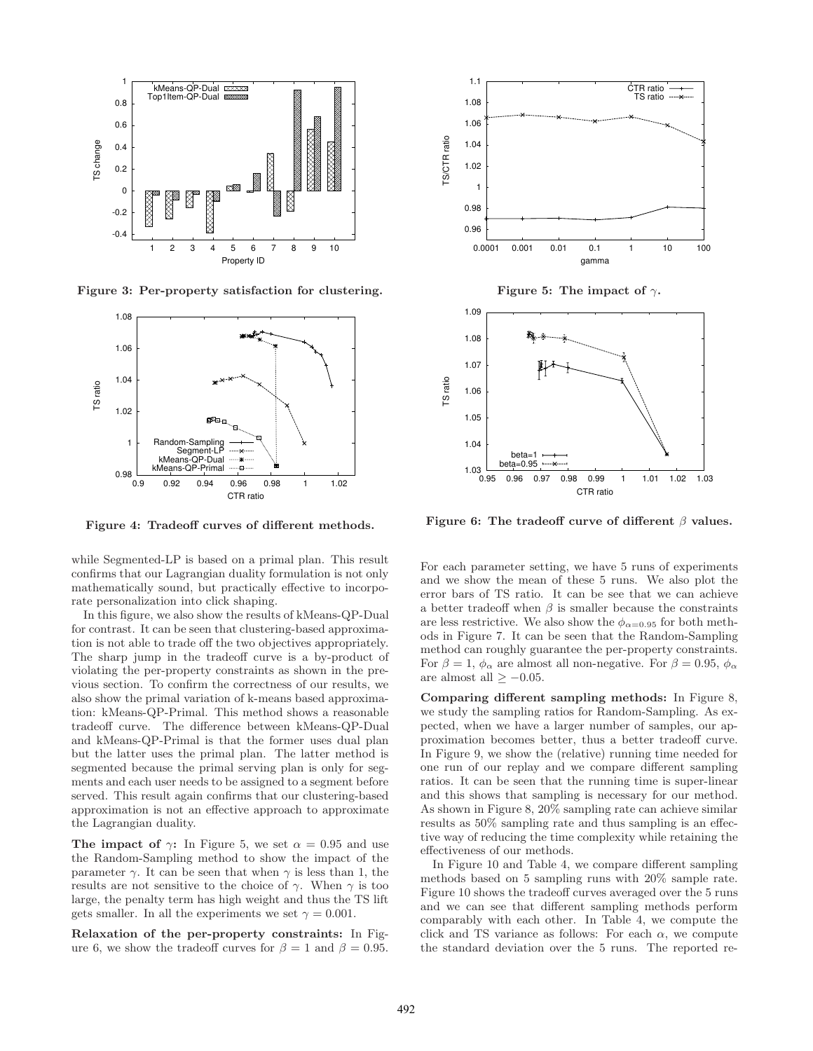Figure 3: Per-property satisfaction for clustering.

Figure 4: Tradeoff curves of different methods.

while Segmented-LP is based on a primal plan. This result confirms that our Lagrangian duality formulation is not only mathematically sound, but practically effective to incorporate personalization into click shaping.

In this figure, we also show the results of kMeans-QP-Dual for contrast. It can be seen that clustering-based approximation is not able to trade off the two objectives appropriately. The sharp jump in the tradeoff curve is a by-product of violating the per-property constraints as shown in the previous section. To confirm the correctness of our results, we also show the primal variation of k-means based approximation: kMeans-QP-Primal. This method shows a reasonable tradeoff curve. The difference between kMeans-QP-Dual and kMeans-QP-Primal is that the former uses dual plan but the latter uses the primal plan. The latter method is segmented because the primal serving plan is only for segments and each user needs to be assigned to a segment before served. This result again confirms that our clustering-based approximation is not an effective approach to approximate the Lagrangian duality.

**The impact of $\gamma$:** In Figure 5, we set $\alpha = 0.95$ and use the Random-Sampling method to show the impact of the parameter $\gamma$. It can be seen that when $\gamma$ is less than 1, the results are not sensitive to the choice of $\gamma$. When $\gamma$ is too large, the penalty term has high weight and thus the TS lift gets smaller. In all the experiments we set $\gamma = 0.001$.

**Relaxation of the per-property constraints:** In Figure 6, we show the tradeoff curves for $\beta = 1$ and $\beta = 0.95$.

Figure 5: The impact of $\gamma$.

Figure 6: The tradeoff curve of different $\beta$ values.

For each parameter setting, we have 5 runs of experiments and we show the mean of these 5 runs. We also plot the error bars of TS ratio. It can be see that we can achieve a better tradeoff when $\beta$ is smaller because the constraints are less restrictive. We also show the $\phi_{\alpha=0.95}$ for both methods in Figure 7. It can be seen that the Random-Sampling method can roughly guarantee the per-property constraints. For $\beta = 1$, $\phi_\alpha$ are almost all non-negative. For $\beta = 0.95$, $\phi_\alpha$ are almost all $\geq -0.05$.

**Comparing different sampling methods:** In Figure 8, we study the sampling ratios for Random-Sampling. As expected, when we have a larger number of samples, our approximation becomes better, thus a better tradeoff curve. In Figure 9, we show the (relative) running time needed for one run of our replay and we compare different sampling ratios. It can be seen that the running time is super-linear and this shows that sampling is necessary for our method. As shown in Figure 8, 20% sampling rate can achieve similar results as 50% sampling rate and thus sampling is an effective way of reducing the time complexity while retaining the effectiveness of our methods.

In Figure 10 and Table 4, we compare different sampling methods based on 5 sampling runs with 20% sample rate. Figure 10 shows the tradeoff curves averaged over the 5 runs and we can see that different sampling methods perform comparably with each other. In Table 4, we compute the click and TS variance as follows: For each $\alpha$, we compute the standard deviation over the 5 runs. The reported re-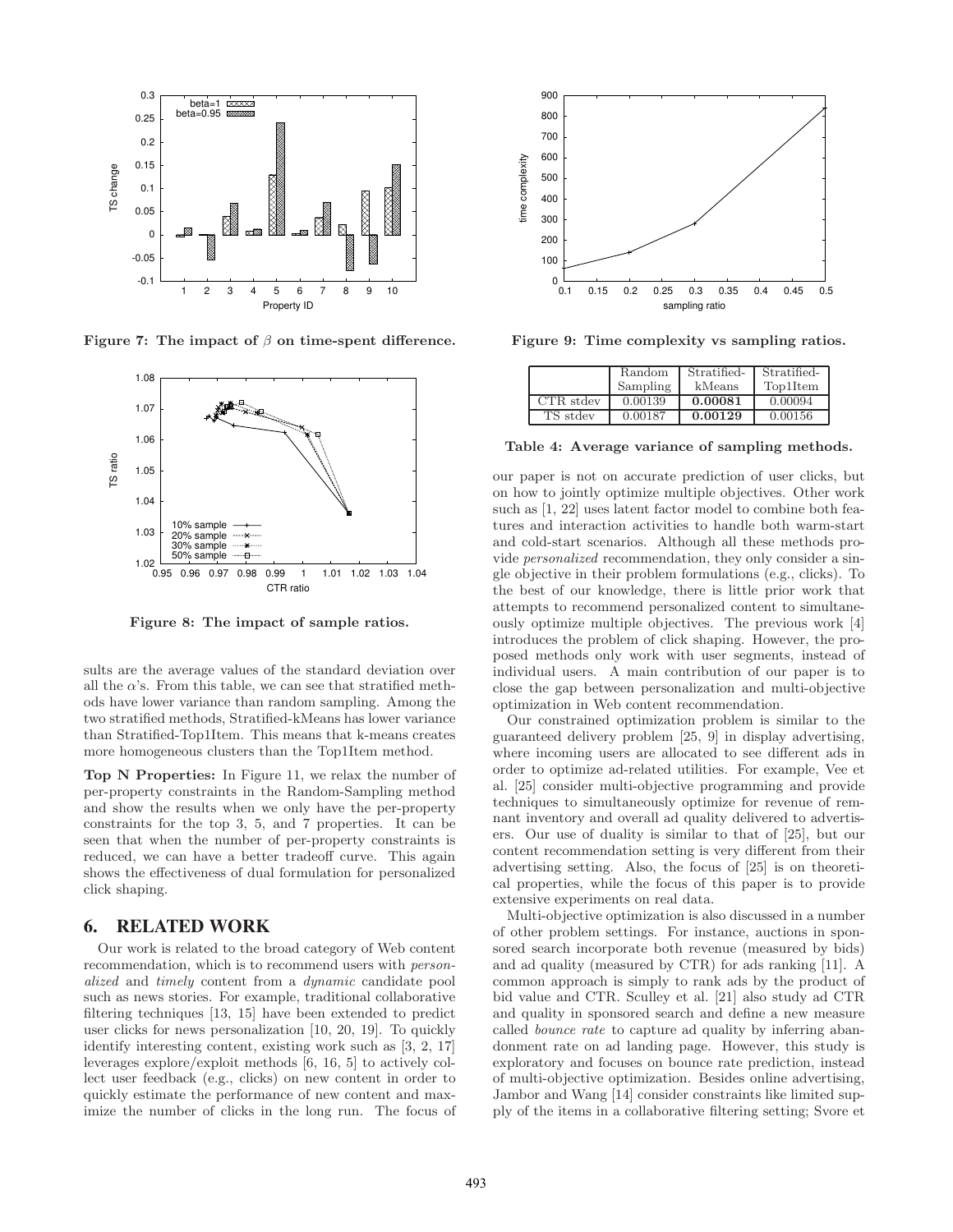Figure 7: The impact of $\beta$ on time-spent difference.

Figure 8: The impact of sample ratios.

Figure 9: Time complexity vs sampling ratios.

| | Random Sampling | Stratified-kMeans | Stratified-Top1Item |
|---|---|---|---|
| CTR stdev | 0.00139 | **0.00081** | 0.00094 |
| TS stdev | 0.00187 | **0.00129** | 0.00156 |

**Table 4: Average variance of sampling methods.**

sults are the average values of the standard deviation over all the $\alpha$'s. From this table, we can see that stratified methods have lower variance than random sampling. Among the two stratified methods, Stratified-kMeans has lower variance than Stratified-Top1Item. This means that k-means creates more homogeneous clusters than the Top1Item method.

**Top N Properties:** In Figure 11, we relax the number of per-property constraints in the Random-Sampling method and show the results when we only have the per-property constraints for the top 3, 5, and 7 properties. It can be seen that when the number of per-property constraints is reduced, we can have a better tradeoff curve. This again shows the effectiveness of dual formulation for personalized click shaping.

## 6. RELATED WORK

Our work is related to the broad category of Web content recommendation, which is to recommend users with *personalized* and *timely* content from a *dynamic* candidate pool such as news stories. For example, traditional collaborative filtering techniques [13, 15] have been extended to predict user clicks for news personalization [10, 20, 19]. To quickly identify interesting content, existing work such as [3, 2, 17] leverages explore/exploit methods [6, 16, 5] to actively collect user feedback (e.g., clicks) on new content in order to quickly estimate the performance of new content and maximize the number of clicks in the long run. The focus of our paper is not on accurate prediction of user clicks, but on how to jointly optimize multiple objectives. Other work such as [1, 22] uses latent factor model to combine both features and interaction activities to handle both warm-start and cold-start scenarios. Although all these methods provide *personalized* recommendation, they only consider a single objective in their problem formulations (e.g., clicks). To the best of our knowledge, there is little prior work that attempts to recommend personalized content to simultaneously optimize multiple objectives. The previous work [4] introduces the problem of click shaping. However, the proposed methods only work with user segments, instead of individual users. A main contribution of our paper is to close the gap between personalization and multi-objective optimization in Web content recommendation.

Our constrained optimization problem is similar to the guaranteed delivery problem [25, 9] in display advertising, where incoming users are allocated to see different ads in order to optimize ad-related utilities. For example, Vee et al. [25] consider multi-objective programming and provide techniques to simultaneously optimize for revenue of remnant inventory and overall ad quality delivered to advertisers. Our use of duality is similar to that of [25], but our content recommendation setting is very different from their advertising setting. Also, the focus of [25] is on theoretical properties, while the focus of this paper is to provide extensive experiments on real data.

Multi-objective optimization is also discussed in a number of other problem settings. For instance, auctions in sponsored search incorporate both revenue (measured by bids) and ad quality (measured by CTR) for ads ranking [11]. A common approach is simply to rank ads by the product of bid value and CTR. Sculley et al. [21] also study ad CTR and quality in sponsored search and define a new measure called *bounce rate* to capture ad quality by inferring abandonment rate on ad landing page. However, this study is exploratory and focuses on bounce rate prediction, instead of multi-objective optimization. Besides online advertising, Jambor and Wang [14] consider constraints like limited supply of the items in a collaborative filtering setting; Svore et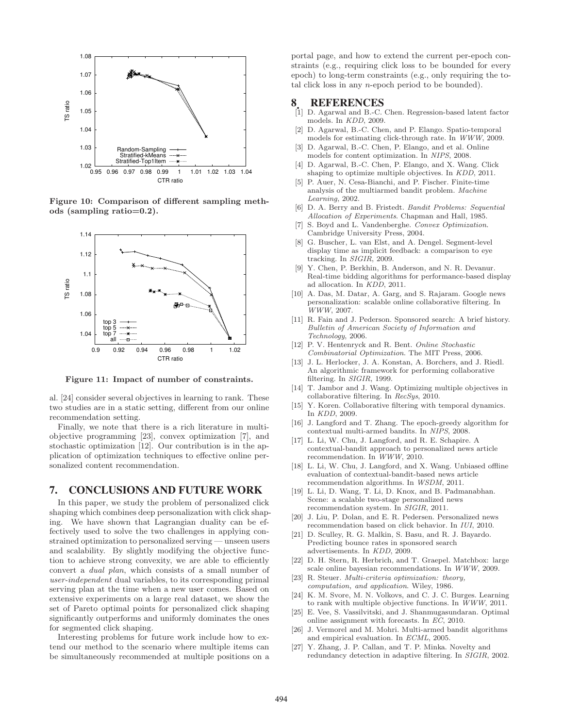1.08
1.07
1.06
1.05
1.04
1.03
1.02
TS ratio
0.95 0.96 0.97 0.98 0.99 1 1.01 1.02 1.03 1.04
CTR ratio
Random-Sampling
Stratified-kMeans
Stratified-Top1Item

**Figure 10: Comparison of different sampling methods (sampling ratio=0.2).**

1.14
1.12
1.1
1.08
1.06
1.04
TS ratio
0.9 0.92 0.94 0.96 0.98 1 1.02
CTR ratio
top 3
top 5
top 7
all

**Figure 11: Impact of number of constraints.**

al. [24] consider several objectives in learning to rank. These two studies are in a static setting, different from our online recommendation setting.

Finally, we note that there is a rich literature in multi-objective programming [23], convex optimization [7], and stochastic optimization [12]. Our contribution is in the application of optimization techniques to effective online personalized content recommendation.

## 7. CONCLUSIONS AND FUTURE WORK

In this paper, we study the problem of personalized click shaping which combines deep personalization with click shaping. We have shown that Lagrangian duality can be effectively used to solve the two challenges in applying constrained optimization to personalized serving — unseen users and scalability. By slightly modifying the objective function to achieve strong convexity, we are able to efficiently convert a *dual plan*, which consists of a small number of *user-independent* dual variables, to its corresponding primal serving plan at the time when a new user comes. Based on extensive experiments on a large real dataset, we show the set of Pareto optimal points for personalized click shaping significantly outperforms and uniformly dominates the ones for segmented click shaping.

Interesting problems for future work include how to extend our method to the scenario where multiple items can be simultaneously recommended at multiple positions on a portal page, and how to extend the current per-epoch constraints (e.g., requiring click loss to be bounded for every epoch) to long-term constraints (e.g., only requiring the total click loss in any *n*-epoch period to be bounded).

## 8. REFERENCES

[1] D. Agarwal and B.-C. Chen. Regression-based latent factor models. In *KDD*, 2009.

[2] D. Agarwal, B.-C. Chen, and P. Elango. Spatio-temporal models for estimating click-through rate. In *WWW*, 2009.

[3] D. Agarwal, B.-C. Chen, P. Elango, and et al. Online models for content optimization. In *NIPS*, 2008.

[4] D. Agarwal, B.-C. Chen, P. Elango, and X. Wang. Click shaping to optimize multiple objectives. In *KDD*, 2011.

[5] P. Auer, N. Cesa-Bianchi, and P. Fischer. Finite-time analysis of the multiarmed bandit problem. *Machine Learning*, 2002.

[6] D. A. Berry and B. Fristedt. *Bandit Problems: Sequential Allocation of Experiments*. Chapman and Hall, 1985.

[7] S. Boyd and L. Vandenberghe. *Convex Optimization*. Cambridge University Press, 2004.

[8] G. Buscher, L. van Elst, and A. Dengel. Segment-level display time as implicit feedback: a comparison to eye tracking. In *SIGIR*, 2009.

[9] Y. Chen, P. Berkhin, B. Anderson, and N. R. Devanur. Real-time bidding algorithms for performance-based display ad allocation. In *KDD*, 2011.

[10] A. Das, M. Datar, A. Garg, and S. Rajaram. Google news personalization: scalable online collaborative filtering. In *WWW*, 2007.

[11] R. Fain and J. Pederson. Sponsored search: A brief history. *Bulletin of American Society of Information and Technology*, 2006.

[12] P. V. Hentenryck and R. Bent. *Online Stochastic Combinatorial Optimization*. The MIT Press, 2006.

[13] J. L. Herlocker, J. A. Konstan, A. Borchers, and J. Riedl. An algorithmic framework for performing collaborative filtering. In *SIGIR*, 1999.

[14] T. Jambor and J. Wang. Optimizing multiple objectives in collaborative filtering. In *RecSys*, 2010.

[15] Y. Koren. Collaborative filtering with temporal dynamics. In *KDD*, 2009.

[16] J. Langford and T. Zhang. The epoch-greedy algorithm for contextual multi-armed bandits. In *NIPS*, 2008.

[17] L. Li, W. Chu, J. Langford, and R. E. Schapire. A contextual-bandit approach to personalized news article recommendation. In *WWW*, 2010.

[18] L. Li, W. Chu, J. Langford, and X. Wang. Unbiased offline evaluation of contextual-bandit-based news article recommendation algorithms. In *WSDM*, 2011.

[19] L. Li, D. Wang, T. Li, D. Knox, and B. Padmanabhan. Scene: a scalable two-stage personalized news recommendation system. In *SIGIR*, 2011.

[20] J. Liu, P. Dolan, and E. R. Pedersen. Personalized news recommendation based on click behavior. In *IUI*, 2010.

[21] D. Sculley, R. G. Malkin, S. Basu, and R. J. Bayardo. Predicting bounce rates in sponsored search advertisements. In *KDD*, 2009.

[22] D. H. Stern, R. Herbrich, and T. Graepel. Matchbox: large scale online bayesian recommendations. In *WWW*, 2009.

[23] R. Steuer. *Multi-criteria optimization: theory, computation, and application*. Wiley, 1986.

[24] K. M. Svore, M. N. Volkovs, and C. J. C. Burges. Learning to rank with multiple objective functions. In *WWW*, 2011.

[25] E. Vee, S. Vassilvitski, and J. Shanmugasundaran. Optimal online assignment with forecasts. In *EC*, 2010.

[26] J. Vermorel and M. Mohri. Multi-armed bandit algorithms and empirical evaluation. In *ECML*, 2005.

[27] Y. Zhang, J. P. Callan, and T. P. Minka. Novelty and redundancy detection in adaptive filtering. In *SIGIR*, 2002.